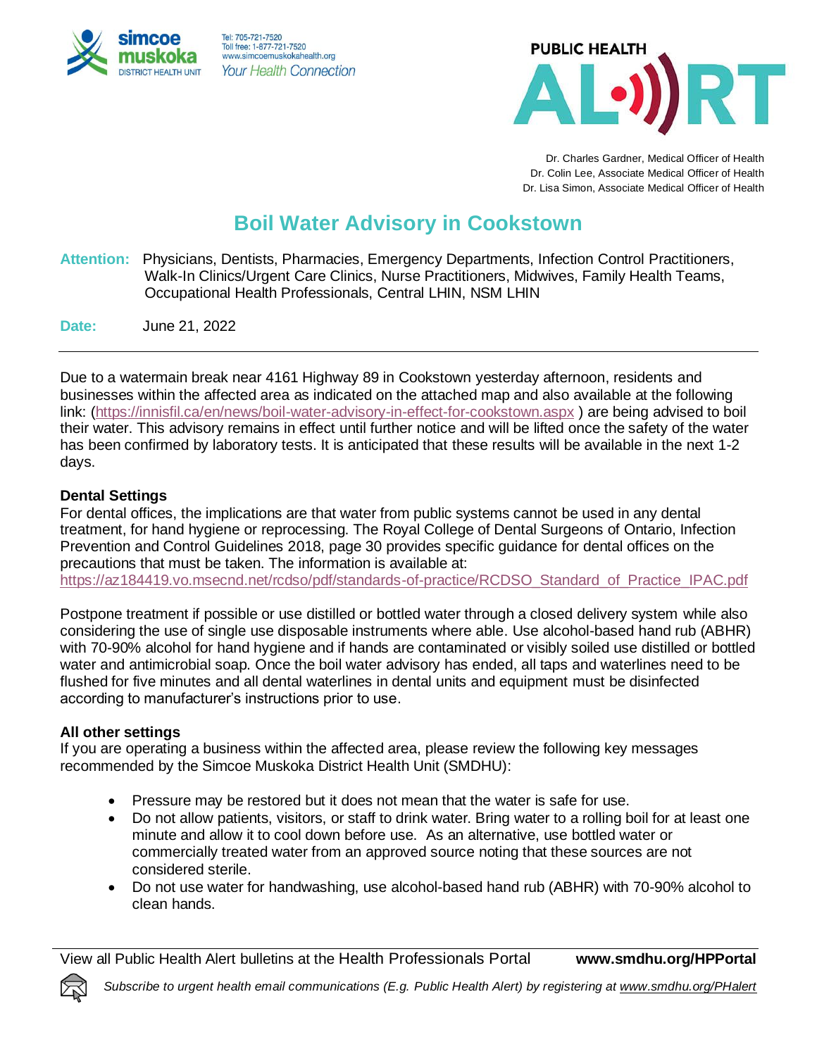simcoe muskoka DISTRICT HEALTH UNIT

Tel: 705-721-7520
Toll free: 1-877-721-7520
www.simcoemuskokahealth.org
*Your Health Connection*

PUBLIC HEALTH ALERT

Dr. Charles Gardner, Medical Officer of Health
Dr. Colin Lee, Associate Medical Officer of Health
Dr. Lisa Simon, Associate Medical Officer of Health

# Boil Water Advisory in Cookstown

**Attention:** Physicians, Dentists, Pharmacies, Emergency Departments, Infection Control Practitioners, Walk-In Clinics/Urgent Care Clinics, Nurse Practitioners, Midwives, Family Health Teams, Occupational Health Professionals, Central LHIN, NSM LHIN

**Date:** June 21, 2022

---

Due to a watermain break near 4161 Highway 89 in Cookstown yesterday afternoon, residents and businesses within the affected area as indicated on the attached map and also available at the following link: (https://innisfil.ca/en/news/boil-water-advisory-in-effect-for-cookstown.aspx ) are being advised to boil their water. This advisory remains in effect until further notice and will be lifted once the safety of the water has been confirmed by laboratory tests. It is anticipated that these results will be available in the next 1-2 days.

**Dental Settings**

For dental offices, the implications are that water from public systems cannot be used in any dental treatment, for hand hygiene or reprocessing. The Royal College of Dental Surgeons of Ontario, Infection Prevention and Control Guidelines 2018, page 30 provides specific guidance for dental offices on the precautions that must be taken. The information is available at: https://az184419.vo.msecnd.net/rcdso/pdf/standards-of-practice/RCDSO_Standard_of_Practice_IPAC.pdf

Postpone treatment if possible or use distilled or bottled water through a closed delivery system while also considering the use of single use disposable instruments where able. Use alcohol-based hand rub (ABHR) with 70-90% alcohol for hand hygiene and if hands are contaminated or visibly soiled use distilled or bottled water and antimicrobial soap. Once the boil water advisory has ended, all taps and waterlines need to be flushed for five minutes and all dental waterlines in dental units and equipment must be disinfected according to manufacturer's instructions prior to use.

**All other settings**

If you are operating a business within the affected area, please review the following key messages recommended by the Simcoe Muskoka District Health Unit (SMDHU):

- Pressure may be restored but it does not mean that the water is safe for use.
- Do not allow patients, visitors, or staff to drink water. Bring water to a rolling boil for at least one minute and allow it to cool down before use. As an alternative, use bottled water or commercially treated water from an approved source noting that these sources are not considered sterile.
- Do not use water for handwashing, use alcohol-based hand rub (ABHR) with 70-90% alcohol to clean hands.

---

View all Public Health Alert bulletins at the Health Professionals Portal **www.smdhu.org/HPPortal**

*Subscribe to urgent health email communications (E.g. Public Health Alert) by registering at www.smdhu.org/PHalert*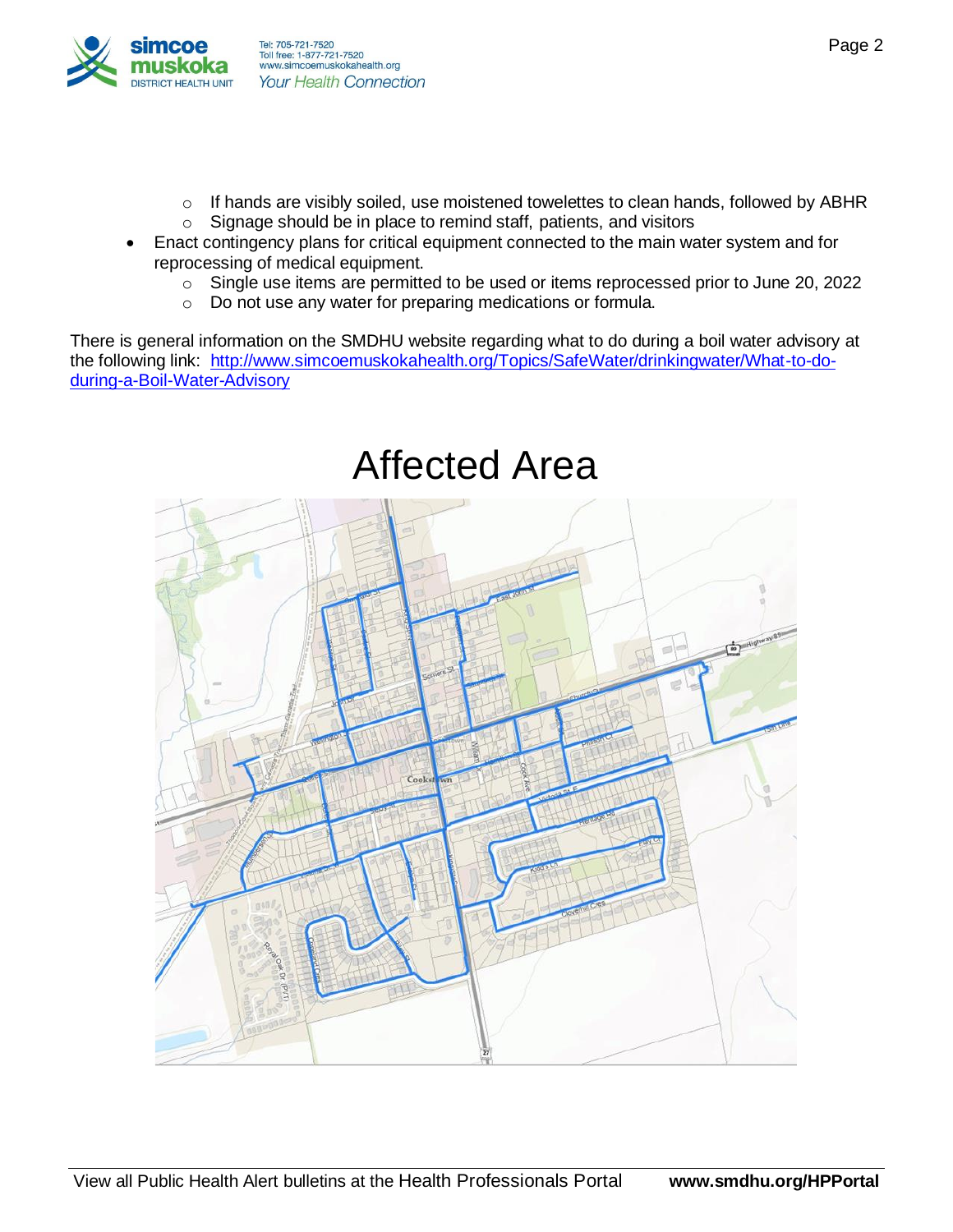- If hands are visibly soiled, use moistened towelettes to clean hands, followed by ABHR
    - Signage should be in place to remind staff, patients, and visitors
- Enact contingency plans for critical equipment connected to the main water system and for reprocessing of medical equipment.
    - Single use items are permitted to be used or items reprocessed prior to June 20, 2022
    - Do not use any water for preparing medications or formula.

There is general information on the SMDHU website regarding what to do during a boil water advisory at the following link: [http://www.simcoemuskokahealth.org/Topics/SafeWater/drinkingwater/What-to-do-during-a-Boil-Water-Advisory](http://www.simcoemuskokahealth.org/Topics/SafeWater/drinkingwater/What-to-do-during-a-Boil-Water-Advisory)

# Affected Area

View all Public Health Alert bulletins at the Health Professionals Portal **www.smdhu.org/HPPortal**